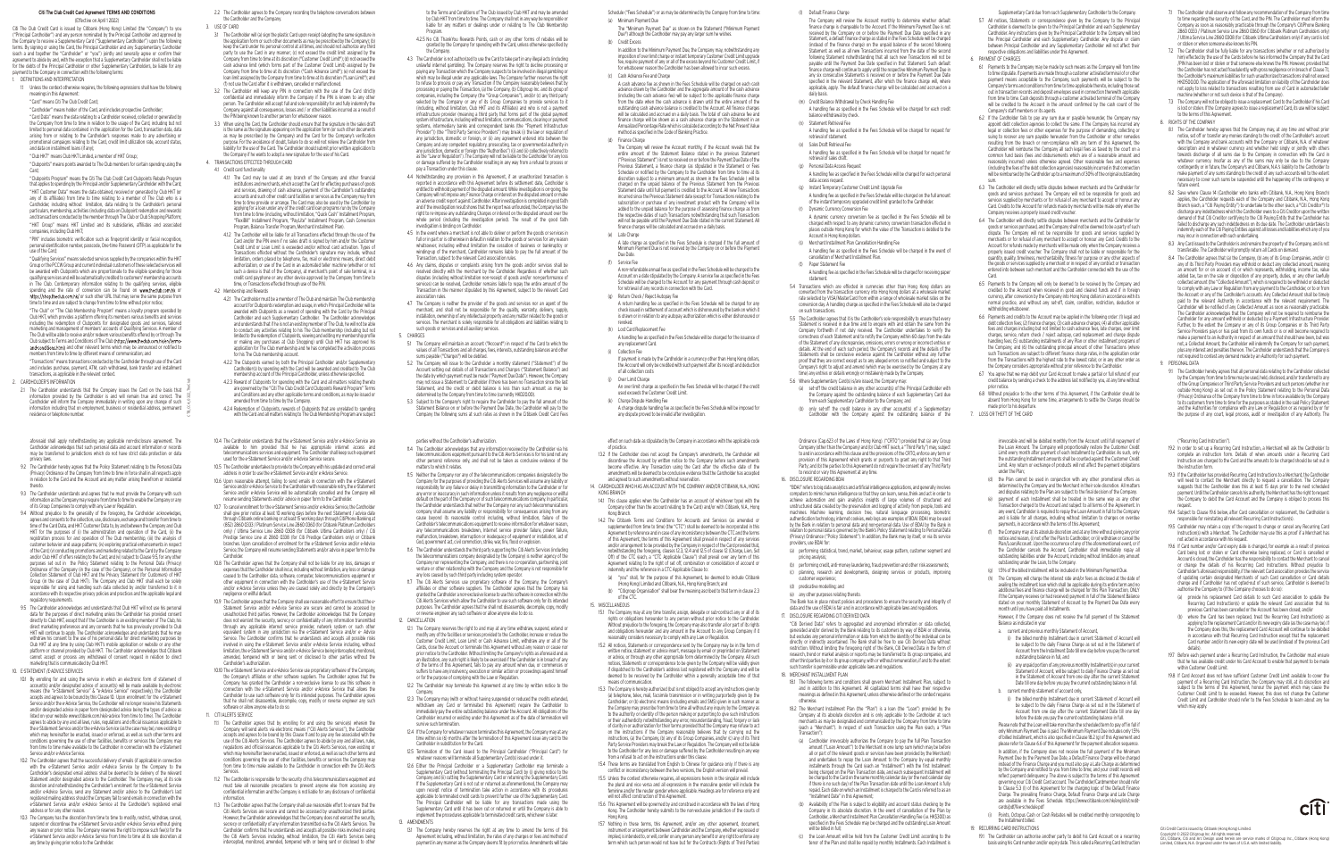# Citi The Club Credit Card Agreement TERMS AND CONDITIONS

(Effective on April 1 2022)

Citi The Club Credit Card is issued by Citibank (Hong Kong) Limited (the "Company") to you ("Principal Cardholder") and any person nominated by the Principal Cardholder and approved by the Company to receive a Supplementary Card ("Supplementary Cardholder") upon the following terms. By signing or using the Card, the Principal Cardholder and any Supplementary Cardholder (each a "Cardholder" or "you") jointly and severally agree to be bound by these terms and conditions, with the exception that a Supplementary Cardholder shall not be liable for the debts of the Principal Cardholder or other Supplementary Cardholders, be liable for any payment to the Company in connection with the following terms:

## 1. DEFINITIONS AND INTERPRETATION

## 2. CARDHOLDER'S INFORMATION

## 3. USE OF CARD

## 4. FINANCIAL SERVICES OFFERED THROUGH CARD

## 5. CHARGES

## 6. PAYMENT OF CHARGES

## 7. LOSS OR THEFT OF THE CARD

## 8. RIGHTS OF THE COMPANY

## 9. PERSONAL DATA

## 10. STATEMENT/E-ADVICE SERVICES

## 11. CITI ALERTS SERVICE

## 12. CANCELLATION

## 13. AMENDMENTS

## 14. CARDHOLDER WHO HAS AN ACCOUNT WITH THE COMPANY AND/OR CITIBANK, N.A., HONG KONG BRANCH

## 15. MISCELLANEOUS

## 16. DISCLOSURE REGARDING BDAI

## 17. DISCLOSURE REGARDING CITI-DERIVED DATA

## 18. MERCHANT INSTALMENT PLAN

## 19. RECURRING CARD INSTRUCTIONS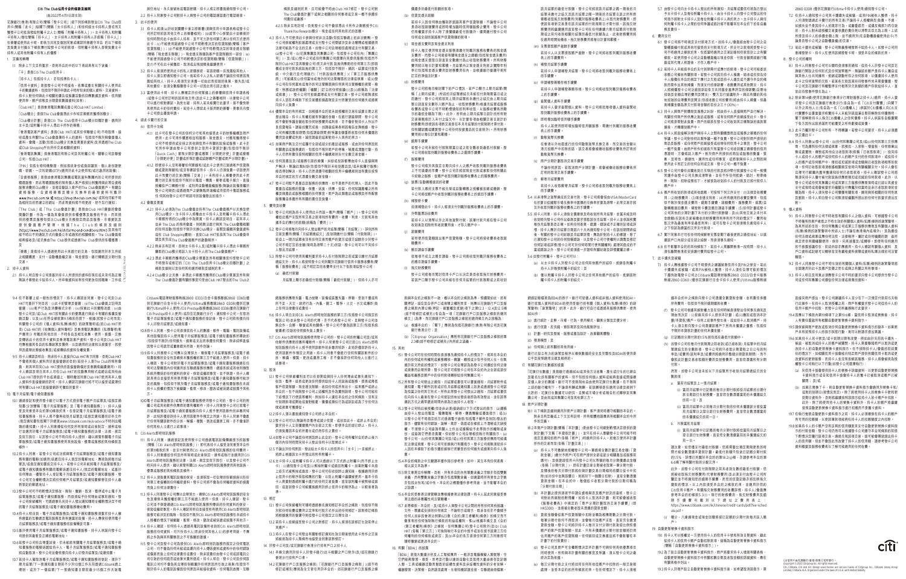# Citi The Club信用卡會籍條款及細則

(由2022年4月1日起生效)